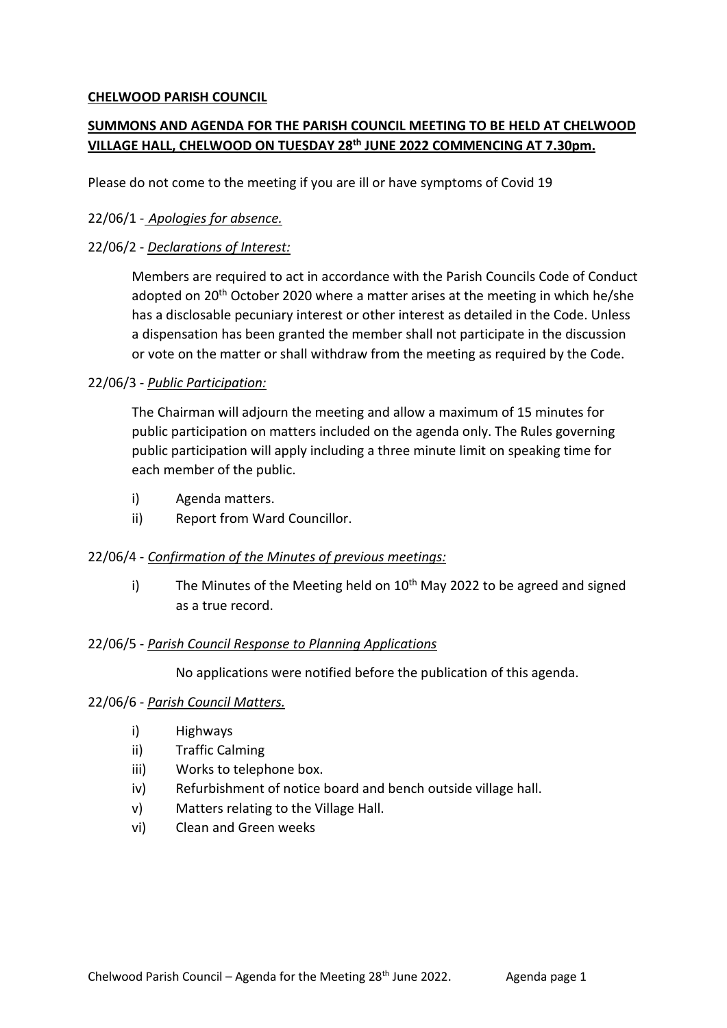**CHELWOOD PARISH COUNCIL**

**SUMMONS AND AGENDA FOR THE PARISH COUNCIL MEETING TO BE HELD AT CHELWOOD VILLAGE HALL, CHELWOOD ON TUESDAY 28th JUNE 2022 COMMENCING AT 7.30pm.**

Please do not come to the meeting if you are ill or have symptoms of Covid 19

22/06/1 - *Apologies for absence.*

22/06/2 - *Declarations of Interest:*

Members are required to act in accordance with the Parish Councils Code of Conduct adopted on 20th October 2020 where a matter arises at the meeting in which he/she has a disclosable pecuniary interest or other interest as detailed in the Code. Unless a dispensation has been granted the member shall not participate in the discussion or vote on the matter or shall withdraw from the meeting as required by the Code.

22/06/3 - *Public Participation:*

The Chairman will adjourn the meeting and allow a maximum of 15 minutes for public participation on matters included on the agenda only. The Rules governing public participation will apply including a three minute limit on speaking time for each member of the public.

- i) Agenda matters.
- ii) Report from Ward Councillor.

22/06/4 - *Confirmation of the Minutes of previous meetings:*

- i) The Minutes of the Meeting held on 10th May 2022 to be agreed and signed as a true record.

22/06/5 - *Parish Council Response to Planning Applications*

No applications were notified before the publication of this agenda.

22/06/6 - *Parish Council Matters.*

- i) Highways
- ii) Traffic Calming
- iii) Works to telephone box.
- iv) Refurbishment of notice board and bench outside village hall.
- v) Matters relating to the Village Hall.
- vi) Clean and Green weeks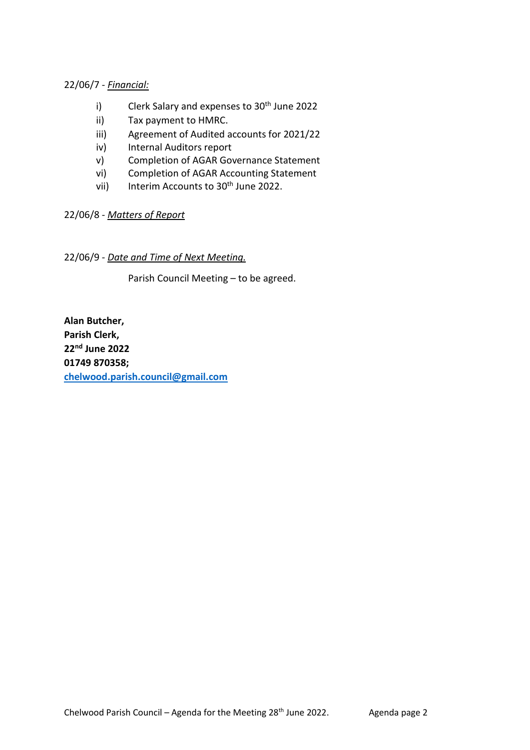22/06/7 - *Financial:*

i) Clerk Salary and expenses to 30th June 2022
ii) Tax payment to HMRC.
iii) Agreement of Audited accounts for 2021/22
iv) Internal Auditors report
v) Completion of AGAR Governance Statement
vi) Completion of AGAR Accounting Statement
vii) Interim Accounts to 30th June 2022.

22/06/8 - *Matters of Report*

22/06/9 - *Date and Time of Next Meeting.*

Parish Council Meeting – to be agreed.

**Alan Butcher,**
**Parish Clerk,**
**22nd June 2022**
**01749 870358;**
**chelwood.parish.council@gmail.com**